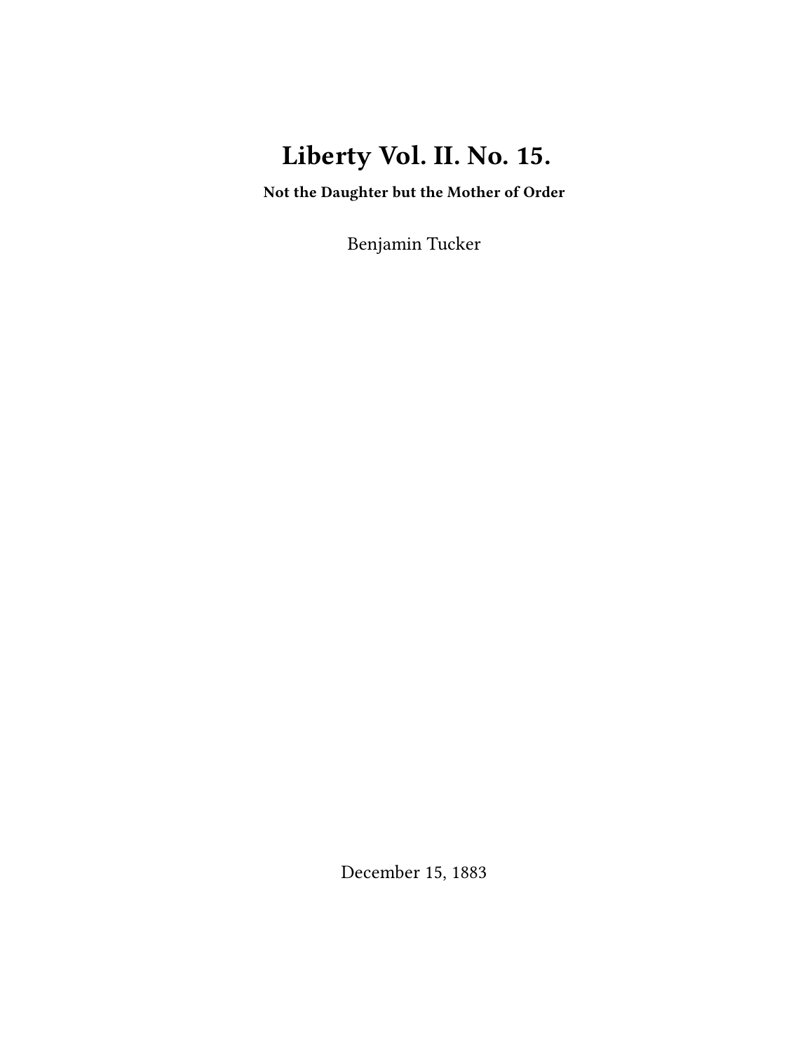# Liberty Vol. II. No. 15.

**Not the Daughter but the Mother of Order**

Benjamin Tucker

December 15, 1883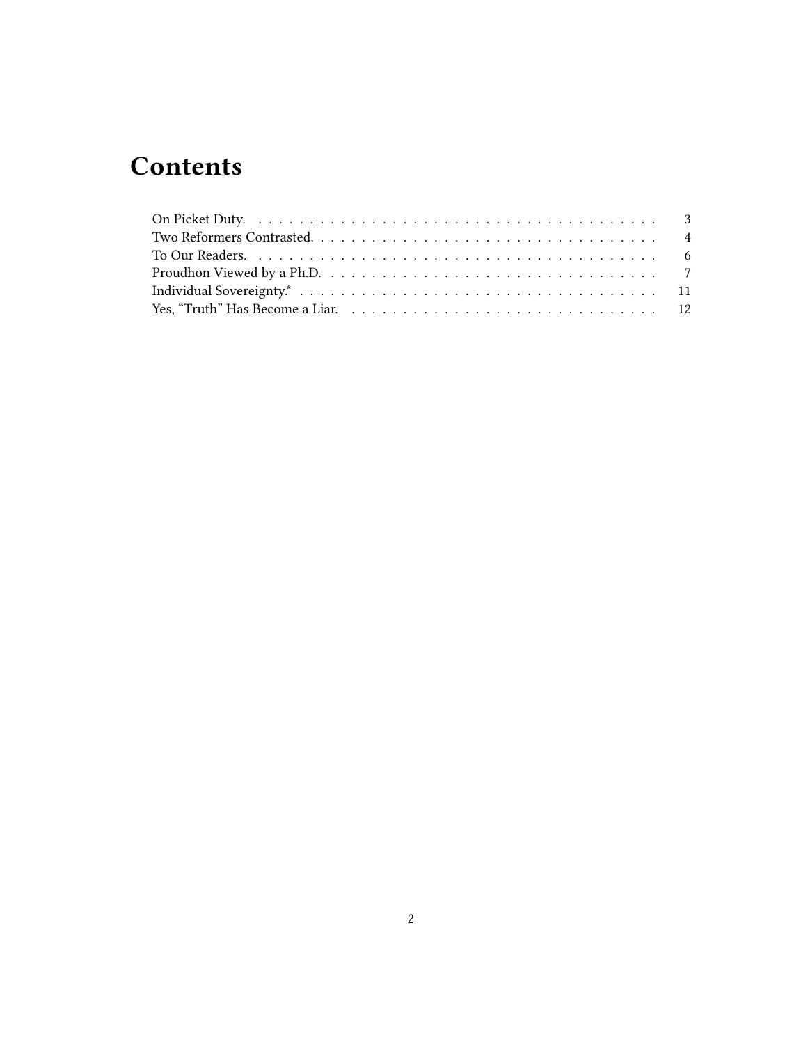# Contents

On Picket Duty. . . . . 3
Two Reformers Contrasted. . . . . 4
To Our Readers. . . . . 6
Proudhon Viewed by a Ph.D. . . . . 7
Individual Sovereignty.* . . . . . 11
Yes, “Truth” Has Become a Liar. . . . . 12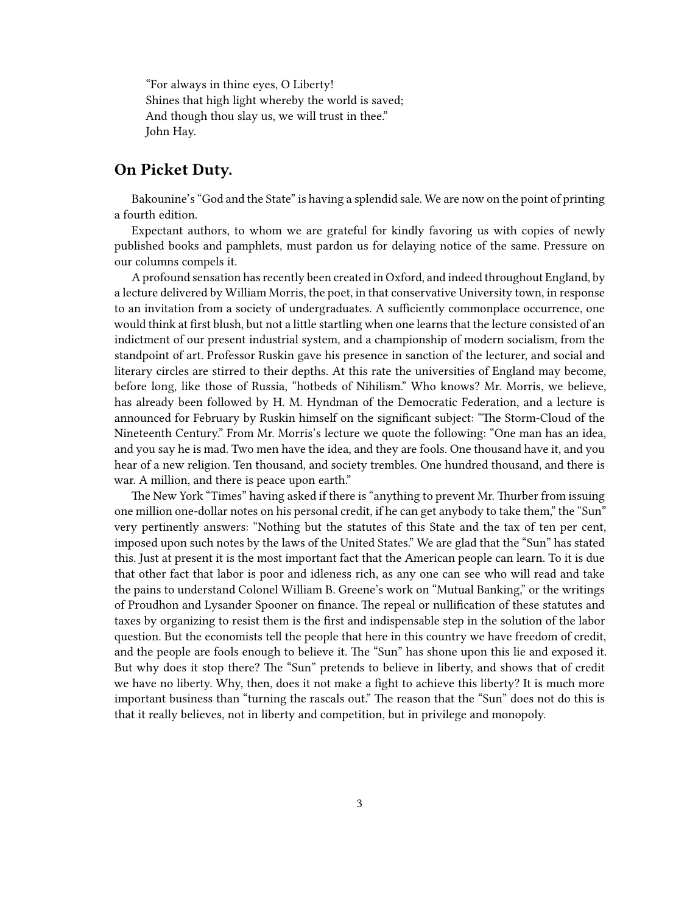> "For always in thine eyes, O Liberty!
> Shines that high light whereby the world is saved;
> And though thou slay us, we will trust in thee."
> John Hay.

## On Picket Duty.

Bakounine's "God and the State" is having a splendid sale. We are now on the point of printing a fourth edition.

Expectant authors, to whom we are grateful for kindly favoring us with copies of newly published books and pamphlets, must pardon us for delaying notice of the same. Pressure on our columns compels it.

A profound sensation has recently been created in Oxford, and indeed throughout England, by a lecture delivered by William Morris, the poet, in that conservative University town, in response to an invitation from a society of undergraduates. A sufficiently commonplace occurrence, one would think at first blush, but not a little startling when one learns that the lecture consisted of an indictment of our present industrial system, and a championship of modern socialism, from the standpoint of art. Professor Ruskin gave his presence in sanction of the lecturer, and social and literary circles are stirred to their depths. At this rate the universities of England may become, before long, like those of Russia, "hotbeds of Nihilism." Who knows? Mr. Morris, we believe, has already been followed by H. M. Hyndman of the Democratic Federation, and a lecture is announced for February by Ruskin himself on the significant subject: "The Storm-Cloud of the Nineteenth Century." From Mr. Morris's lecture we quote the following: "One man has an idea, and you say he is mad. Two men have the idea, and they are fools. One thousand have it, and you hear of a new religion. Ten thousand, and society trembles. One hundred thousand, and there is war. A million, and there is peace upon earth."

The New York "Times" having asked if there is "anything to prevent Mr. Thurber from issuing one million one-dollar notes on his personal credit, if he can get anybody to take them," the "Sun" very pertinently answers: "Nothing but the statutes of this State and the tax of ten per cent, imposed upon such notes by the laws of the United States." We are glad that the "Sun" has stated this. Just at present it is the most important fact that the American people can learn. To it is due that other fact that labor is poor and idleness rich, as any one can see who will read and take the pains to understand Colonel William B. Greene's work on "Mutual Banking," or the writings of Proudhon and Lysander Spooner on finance. The repeal or nullification of these statutes and taxes by organizing to resist them is the first and indispensable step in the solution of the labor question. But the economists tell the people that here in this country we have freedom of credit, and the people are fools enough to believe it. The "Sun" has shone upon this lie and exposed it. But why does it stop there? The "Sun" pretends to believe in liberty, and shows that of credit we have no liberty. Why, then, does it not make a fight to achieve this liberty? It is much more important business than "turning the rascals out." The reason that the "Sun" does not do this is that it really believes, not in liberty and competition, but in privilege and monopoly.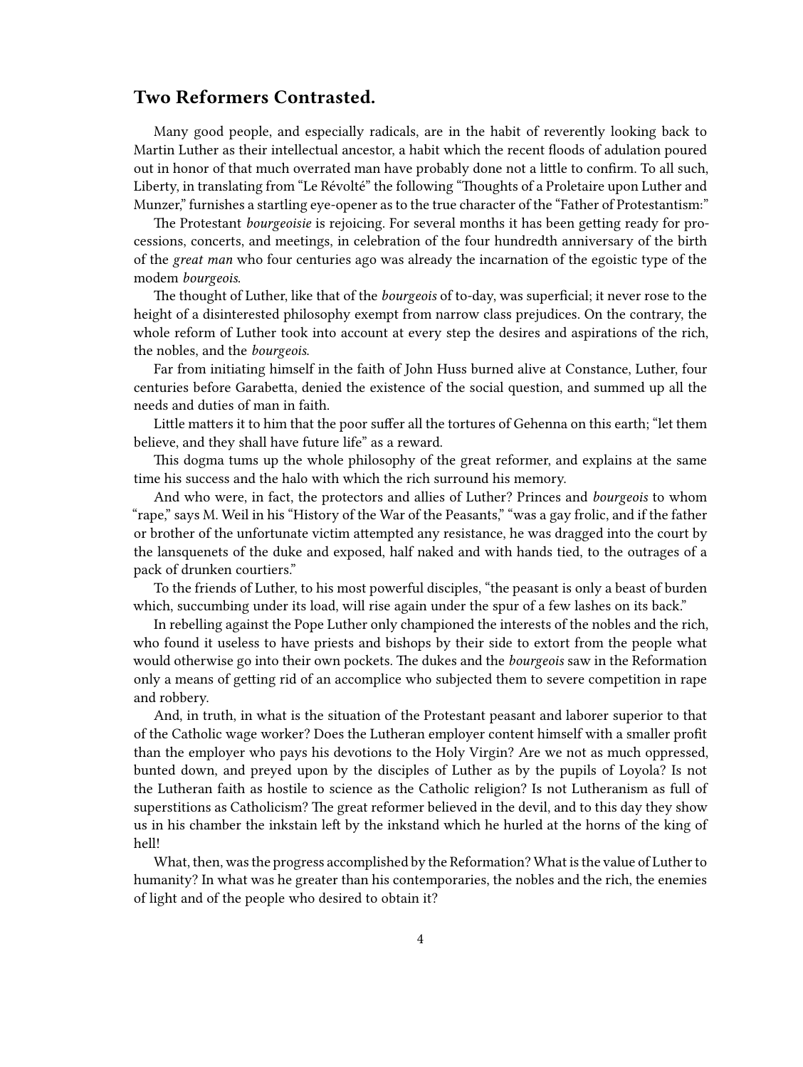## Two Reformers Contrasted.

Many good people, and especially radicals, are in the habit of reverently looking back to Martin Luther as their intellectual ancestor, a habit which the recent floods of adulation poured out in honor of that much overrated man have probably done not a little to confirm. To all such, Liberty, in translating from "Le Révolté" the following "Thoughts of a Proletaire upon Luther and Munzer," furnishes a startling eye-opener as to the true character of the "Father of Protestantism:"

The Protestant *bourgeoisie* is rejoicing. For several months it has been getting ready for processions, concerts, and meetings, in celebration of the four hundredth anniversary of the birth of the *great man* who four centuries ago was already the incarnation of the egoistic type of the modem *bourgeois.*

The thought of Luther, like that of the *bourgeois* of to-day, was superficial; it never rose to the height of a disinterested philosophy exempt from narrow class prejudices. On the contrary, the whole reform of Luther took into account at every step the desires and aspirations of the rich, the nobles, and the *bourgeois.*

Far from initiating himself in the faith of John Huss burned alive at Constance, Luther, four centuries before Garabetta, denied the existence of the social question, and summed up all the needs and duties of man in faith.

Little matters it to him that the poor suffer all the tortures of Gehenna on this earth; "let them believe, and they shall have future life" as a reward.

This dogma tums up the whole philosophy of the great reformer, and explains at the same time his success and the halo with which the rich surround his memory.

And who were, in fact, the protectors and allies of Luther? Princes and *bourgeois* to whom "rape," says M. Weil in his "History of the War of the Peasants," "was a gay frolic, and if the father or brother of the unfortunate victim attempted any resistance, he was dragged into the court by the lansquenets of the duke and exposed, half naked and with hands tied, to the outrages of a pack of drunken courtiers."

To the friends of Luther, to his most powerful disciples, "the peasant is only a beast of burden which, succumbing under its load, will rise again under the spur of a few lashes on its back."

In rebelling against the Pope Luther only championed the interests of the nobles and the rich, who found it useless to have priests and bishops by their side to extort from the people what would otherwise go into their own pockets. The dukes and the *bourgeois* saw in the Reformation only a means of getting rid of an accomplice who subjected them to severe competition in rape and robbery.

And, in truth, in what is the situation of the Protestant peasant and laborer superior to that of the Catholic wage worker? Does the Lutheran employer content himself with a smaller profit than the employer who pays his devotions to the Holy Virgin? Are we not as much oppressed, bunted down, and preyed upon by the disciples of Luther as by the pupils of Loyola? Is not the Lutheran faith as hostile to science as the Catholic religion? Is not Lutheranism as full of superstitions as Catholicism? The great reformer believed in the devil, and to this day they show us in his chamber the inkstain left by the inkstand which he hurled at the horns of the king of hell!

What, then, was the progress accomplished by the Reformation? What is the value of Luther to humanity? In what was he greater than his contemporaries, the nobles and the rich, the enemies of light and of the people who desired to obtain it?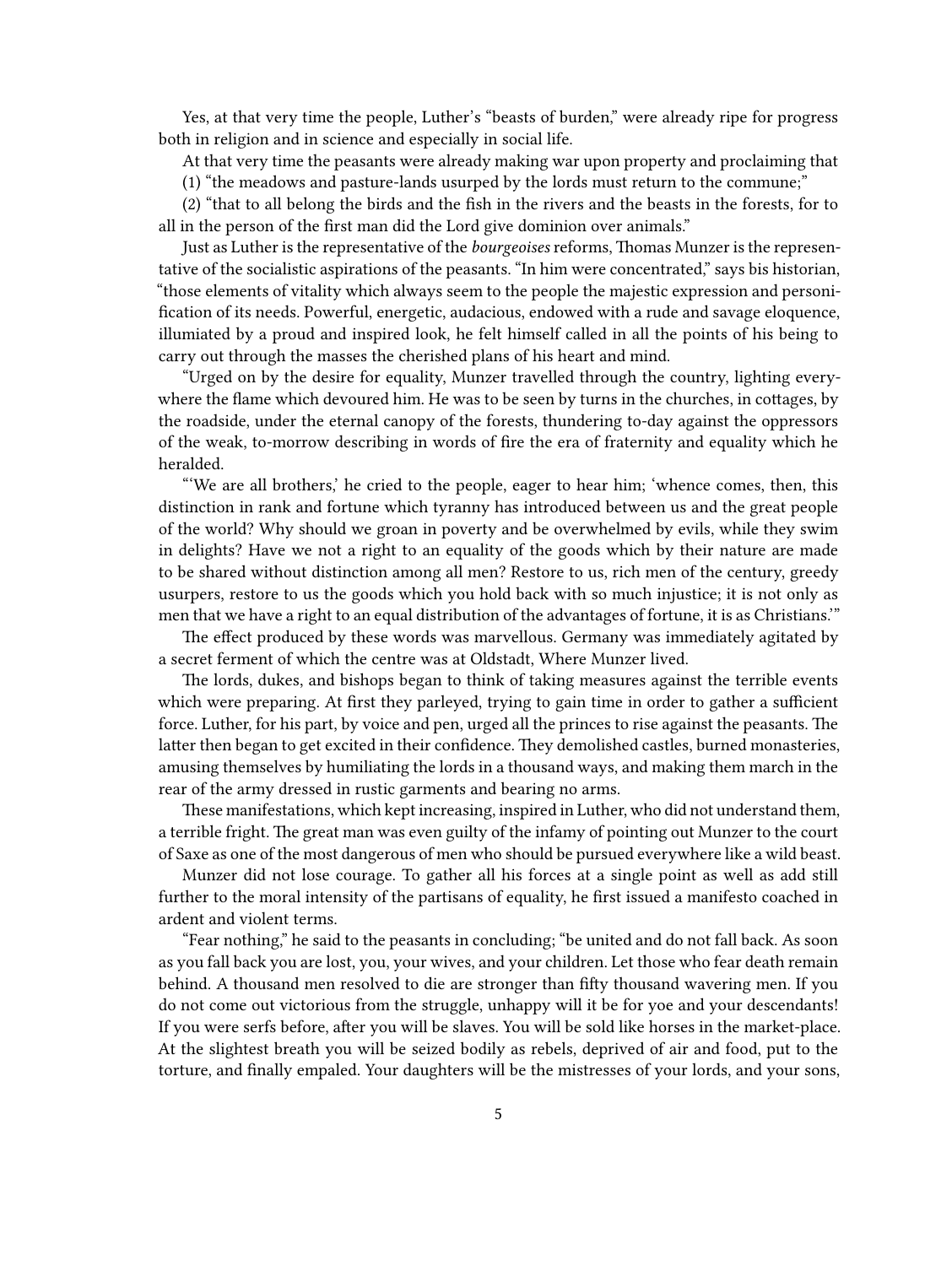Yes, at that very time the people, Luther's "beasts of burden," were already ripe for progress both in religion and in science and especially in social life.

At that very time the peasants were already making war upon property and proclaiming that

(1) "the meadows and pasture-lands usurped by the lords must return to the commune;"

(2) "that to all belong the birds and the fish in the rivers and the beasts in the forests, for to all in the person of the first man did the Lord give dominion over animals."

Just as Luther is the representative of the *bourgeoises* reforms, Thomas Munzer is the representative of the socialistic aspirations of the peasants. "In him were concentrated," says bis historian, "those elements of vitality which always seem to the people the majestic expression and personification of its needs. Powerful, energetic, audacious, endowed with a rude and savage eloquence, illumiated by a proud and inspired look, he felt himself called in all the points of his being to carry out through the masses the cherished plans of his heart and mind.

"Urged on by the desire for equality, Munzer travelled through the country, lighting everywhere the flame which devoured him. He was to be seen by turns in the churches, in cottages, by the roadside, under the eternal canopy of the forests, thundering to-day against the oppressors of the weak, to-morrow describing in words of fire the era of fraternity and equality which he heralded.

"'We are all brothers,' he cried to the people, eager to hear him; 'whence comes, then, this distinction in rank and fortune which tyranny has introduced between us and the great people of the world? Why should we groan in poverty and be overwhelmed by evils, while they swim in delights? Have we not a right to an equality of the goods which by their nature are made to be shared without distinction among all men? Restore to us, rich men of the century, greedy usurpers, restore to us the goods which you hold back with so much injustice; it is not only as men that we have a right to an equal distribution of the advantages of fortune, it is as Christians.'"

The effect produced by these words was marvellous. Germany was immediately agitated by a secret ferment of which the centre was at Oldstadt, Where Munzer lived.

The lords, dukes, and bishops began to think of taking measures against the terrible events which were preparing. At first they parleyed, trying to gain time in order to gather a sufficient force. Luther, for his part, by voice and pen, urged all the princes to rise against the peasants. The latter then began to get excited in their confidence. They demolished castles, burned monasteries, amusing themselves by humiliating the lords in a thousand ways, and making them march in the rear of the army dressed in rustic garments and bearing no arms.

These manifestations, which kept increasing, inspired in Luther, who did not understand them, a terrible fright. The great man was even guilty of the infamy of pointing out Munzer to the court of Saxe as one of the most dangerous of men who should be pursued everywhere like a wild beast.

Munzer did not lose courage. To gather all his forces at a single point as well as add still further to the moral intensity of the partisans of equality, he first issued a manifesto coached in ardent and violent terms.

"Fear nothing," he said to the peasants in concluding; "be united and do not fall back. As soon as you fall back you are lost, you, your wives, and your children. Let those who fear death remain behind. A thousand men resolved to die are stronger than fifty thousand wavering men. If you do not come out victorious from the struggle, unhappy will it be for yoe and your descendants! If you were serfs before, after you will be slaves. You will be sold like horses in the market-place. At the slightest breath you will be seized bodily as rebels, deprived of air and food, put to the torture, and finally empaled. Your daughters will be the mistresses of your lords, and your sons,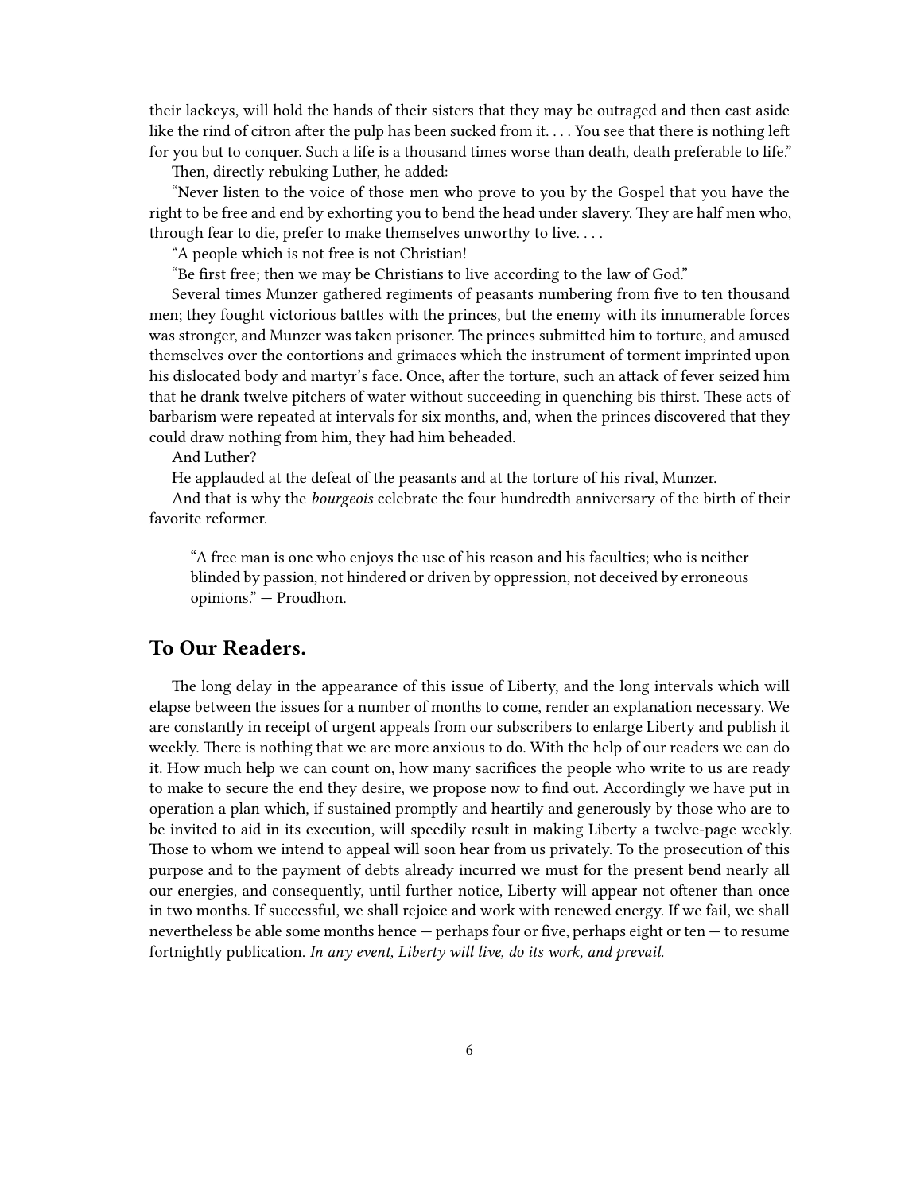their lackeys, will hold the hands of their sisters that they may be outraged and then cast aside like the rind of citron after the pulp has been sucked from it. . . . You see that there is nothing left for you but to conquer. Such a life is a thousand times worse than death, death preferable to life."

Then, directly rebuking Luther, he added:

"Never listen to the voice of those men who prove to you by the Gospel that you have the right to be free and end by exhorting you to bend the head under slavery. They are half men who, through fear to die, prefer to make themselves unworthy to live. . . .

"A people which is not free is not Christian!

"Be first free; then we may be Christians to live according to the law of God."

Several times Munzer gathered regiments of peasants numbering from five to ten thousand men; they fought victorious battles with the princes, but the enemy with its innumerable forces was stronger, and Munzer was taken prisoner. The princes submitted him to torture, and amused themselves over the contortions and grimaces which the instrument of torment imprinted upon his dislocated body and martyr's face. Once, after the torture, such an attack of fever seized him that he drank twelve pitchers of water without succeeding in quenching bis thirst. These acts of barbarism were repeated at intervals for six months, and, when the princes discovered that they could draw nothing from him, they had him beheaded.

And Luther?

He applauded at the defeat of the peasants and at the torture of his rival, Munzer.

And that is why the *bourgeois* celebrate the four hundredth anniversary of the birth of their favorite reformer.

> "A free man is one who enjoys the use of his reason and his faculties; who is neither blinded by passion, not hindered or driven by oppression, not deceived by erroneous opinions." — Proudhon.

## To Our Readers.

The long delay in the appearance of this issue of Liberty, and the long intervals which will elapse between the issues for a number of months to come, render an explanation necessary. We are constantly in receipt of urgent appeals from our subscribers to enlarge Liberty and publish it weekly. There is nothing that we are more anxious to do. With the help of our readers we can do it. How much help we can count on, how many sacrifices the people who write to us are ready to make to secure the end they desire, we propose now to find out. Accordingly we have put in operation a plan which, if sustained promptly and heartily and generously by those who are to be invited to aid in its execution, will speedily result in making Liberty a twelve-page weekly. Those to whom we intend to appeal will soon hear from us privately. To the prosecution of this purpose and to the payment of debts already incurred we must for the present bend nearly all our energies, and consequently, until further notice, Liberty will appear not oftener than once in two months. If successful, we shall rejoice and work with renewed energy. If we fail, we shall nevertheless be able some months hence — perhaps four or five, perhaps eight or ten — to resume fortnightly publication. *In any event, Liberty will live, do its work, and prevail.*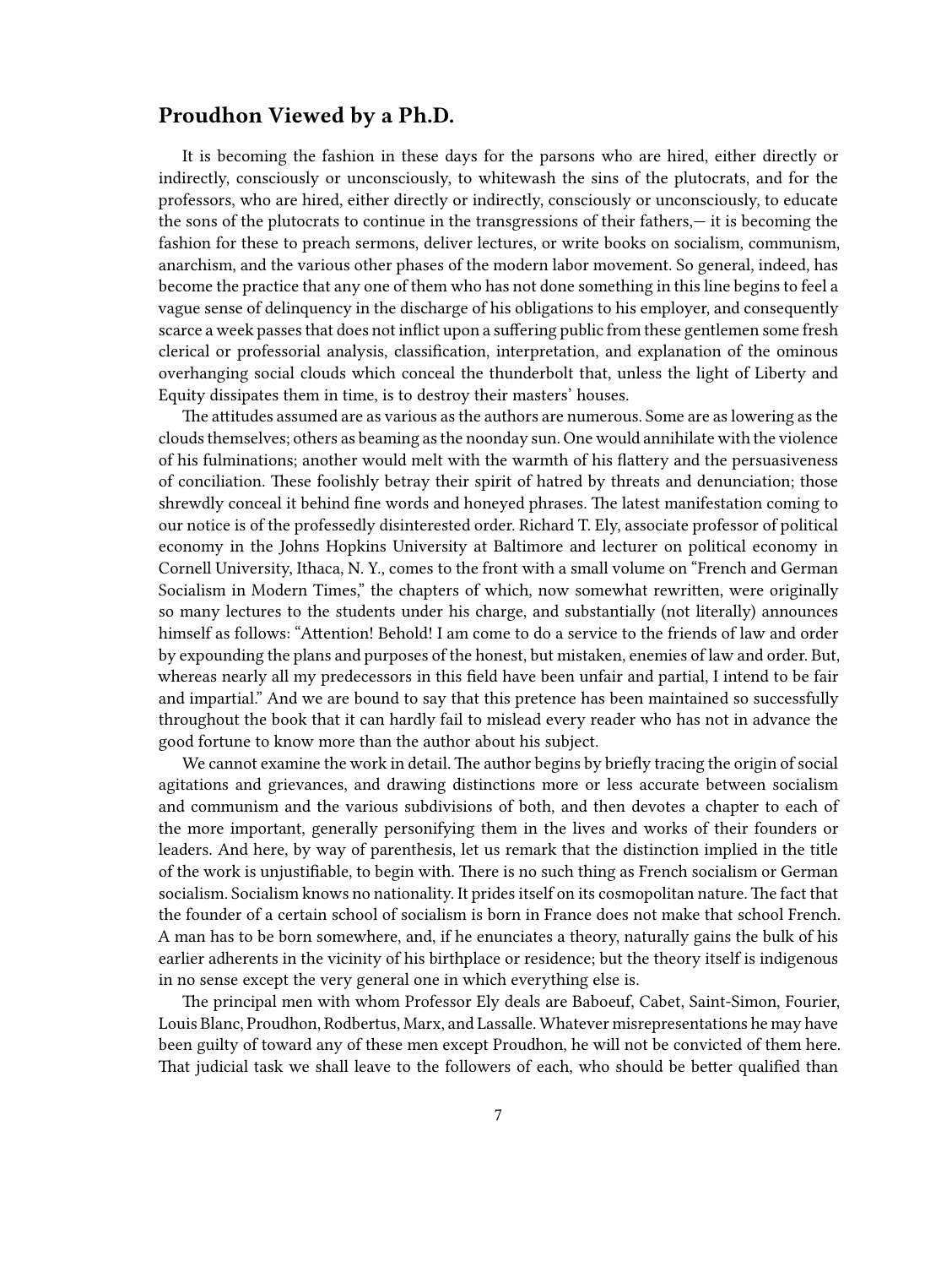## Proudhon Viewed by a Ph.D.

It is becoming the fashion in these days for the parsons who are hired, either directly or indirectly, consciously or unconsciously, to whitewash the sins of the plutocrats, and for the professors, who are hired, either directly or indirectly, consciously or unconsciously, to educate the sons of the plutocrats to continue in the transgressions of their fathers,— it is becoming the fashion for these to preach sermons, deliver lectures, or write books on socialism, communism, anarchism, and the various other phases of the modern labor movement. So general, indeed, has become the practice that any one of them who has not done something in this line begins to feel a vague sense of delinquency in the discharge of his obligations to his employer, and consequently scarce a week passes that does not inflict upon a suffering public from these gentlemen some fresh clerical or professorial analysis, classification, interpretation, and explanation of the ominous overhanging social clouds which conceal the thunderbolt that, unless the light of Liberty and Equity dissipates them in time, is to destroy their masters' houses.

The attitudes assumed are as various as the authors are numerous. Some are as lowering as the clouds themselves; others as beaming as the noonday sun. One would annihilate with the violence of his fulminations; another would melt with the warmth of his flattery and the persuasiveness of conciliation. These foolishly betray their spirit of hatred by threats and denunciation; those shrewdly conceal it behind fine words and honeyed phrases. The latest manifestation coming to our notice is of the professedly disinterested order. Richard T. Ely, associate professor of political economy in the Johns Hopkins University at Baltimore and lecturer on political economy in Cornell University, Ithaca, N. Y., comes to the front with a small volume on "French and German Socialism in Modern Times," the chapters of which, now somewhat rewritten, were originally so many lectures to the students under his charge, and substantially (not literally) announces himself as follows: "Attention! Behold! I am come to do a service to the friends of law and order by expounding the plans and purposes of the honest, but mistaken, enemies of law and order. But, whereas nearly all my predecessors in this field have been unfair and partial, I intend to be fair and impartial." And we are bound to say that this pretence has been maintained so successfully throughout the book that it can hardly fail to mislead every reader who has not in advance the good fortune to know more than the author about his subject.

We cannot examine the work in detail. The author begins by briefly tracing the origin of social agitations and grievances, and drawing distinctions more or less accurate between socialism and communism and the various subdivisions of both, and then devotes a chapter to each of the more important, generally personifying them in the lives and works of their founders or leaders. And here, by way of parenthesis, let us remark that the distinction implied in the title of the work is unjustifiable, to begin with. There is no such thing as French socialism or German socialism. Socialism knows no nationality. It prides itself on its cosmopolitan nature. The fact that the founder of a certain school of socialism is born in France does not make that school French. A man has to be born somewhere, and, if he enunciates a theory, naturally gains the bulk of his earlier adherents in the vicinity of his birthplace or residence; but the theory itself is indigenous in no sense except the very general one in which everything else is.

The principal men with whom Professor Ely deals are Baboeuf, Cabet, Saint-Simon, Fourier, Louis Blanc, Proudhon, Rodbertus, Marx, and Lassalle. Whatever misrepresentations he may have been guilty of toward any of these men except Proudhon, he will not be convicted of them here. That judicial task we shall leave to the followers of each, who should be better qualified than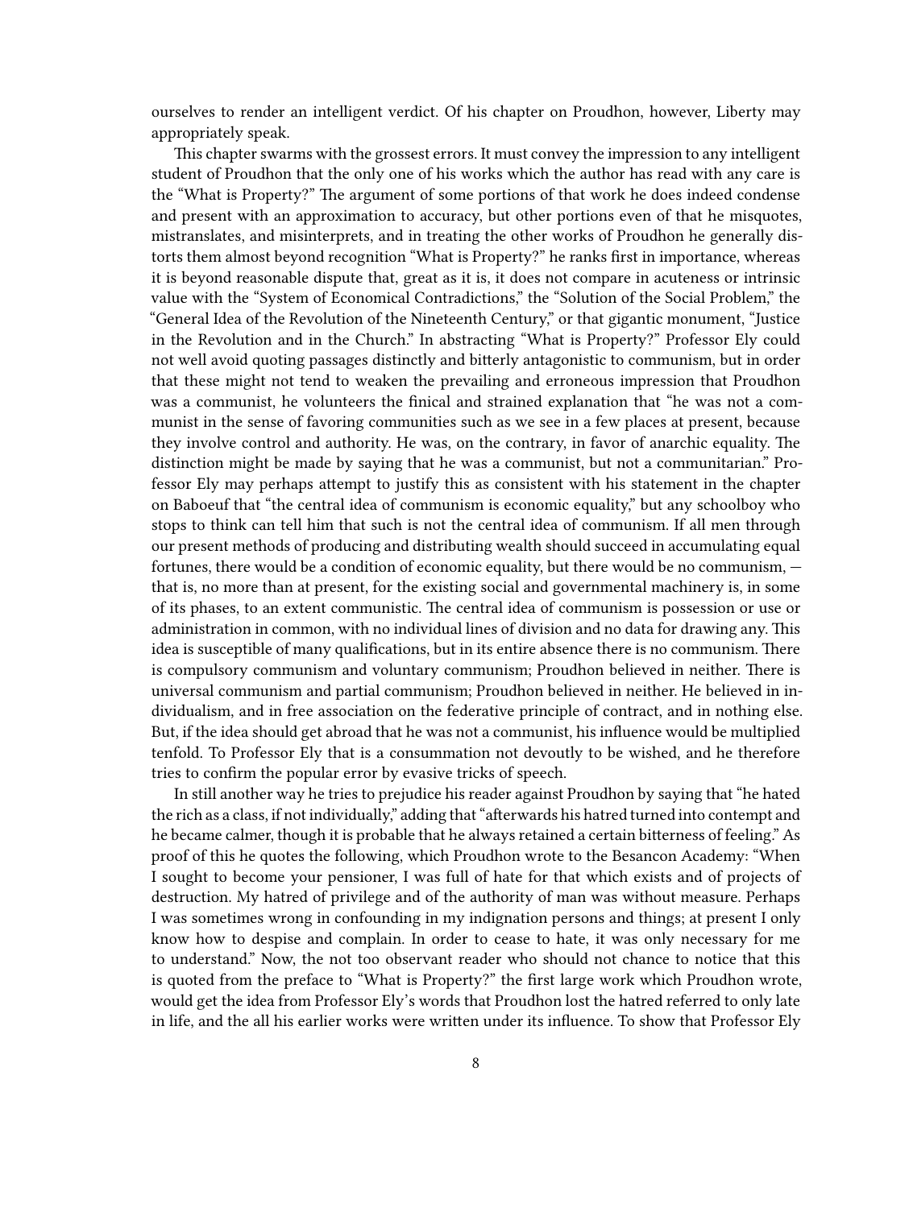ourselves to render an intelligent verdict. Of his chapter on Proudhon, however, Liberty may appropriately speak.

This chapter swarms with the grossest errors. It must convey the impression to any intelligent student of Proudhon that the only one of his works which the author has read with any care is the "What is Property?" The argument of some portions of that work he does indeed condense and present with an approximation to accuracy, but other portions even of that he misquotes, mistranslates, and misinterprets, and in treating the other works of Proudhon he generally distorts them almost beyond recognition "What is Property?" he ranks first in importance, whereas it is beyond reasonable dispute that, great as it is, it does not compare in acuteness or intrinsic value with the "System of Economical Contradictions," the "Solution of the Social Problem," the "General Idea of the Revolution of the Nineteenth Century," or that gigantic monument, "Justice in the Revolution and in the Church." In abstracting "What is Property?" Professor Ely could not well avoid quoting passages distinctly and bitterly antagonistic to communism, but in order that these might not tend to weaken the prevailing and erroneous impression that Proudhon was a communist, he volunteers the finical and strained explanation that "he was not a communist in the sense of favoring communities such as we see in a few places at present, because they involve control and authority. He was, on the contrary, in favor of anarchic equality. The distinction might be made by saying that he was a communist, but not a communitarian." Professor Ely may perhaps attempt to justify this as consistent with his statement in the chapter on Baboeuf that "the central idea of communism is economic equality," but any schoolboy who stops to think can tell him that such is not the central idea of communism. If all men through our present methods of producing and distributing wealth should succeed in accumulating equal fortunes, there would be a condition of economic equality, but there would be no communism, — that is, no more than at present, for the existing social and governmental machinery is, in some of its phases, to an extent communistic. The central idea of communism is possession or use or administration in common, with no individual lines of division and no data for drawing any. This idea is susceptible of many qualifications, but in its entire absence there is no communism. There is compulsory communism and voluntary communism; Proudhon believed in neither. There is universal communism and partial communism; Proudhon believed in neither. He believed in individualism, and in free association on the federative principle of contract, and in nothing else. But, if the idea should get abroad that he was not a communist, his influence would be multiplied tenfold. To Professor Ely that is a consummation not devoutly to be wished, and he therefore tries to confirm the popular error by evasive tricks of speech.

In still another way he tries to prejudice his reader against Proudhon by saying that "he hated the rich as a class, if not individually," adding that "afterwards his hatred turned into contempt and he became calmer, though it is probable that he always retained a certain bitterness of feeling." As proof of this he quotes the following, which Proudhon wrote to the Besancon Academy: "When I sought to become your pensioner, I was full of hate for that which exists and of projects of destruction. My hatred of privilege and of the authority of man was without measure. Perhaps I was sometimes wrong in confounding in my indignation persons and things; at present I only know how to despise and complain. In order to cease to hate, it was only necessary for me to understand." Now, the not too observant reader who should not chance to notice that this is quoted from the preface to "What is Property?" the first large work which Proudhon wrote, would get the idea from Professor Ely's words that Proudhon lost the hatred referred to only late in life, and the all his earlier works were written under its influence. To show that Professor Ely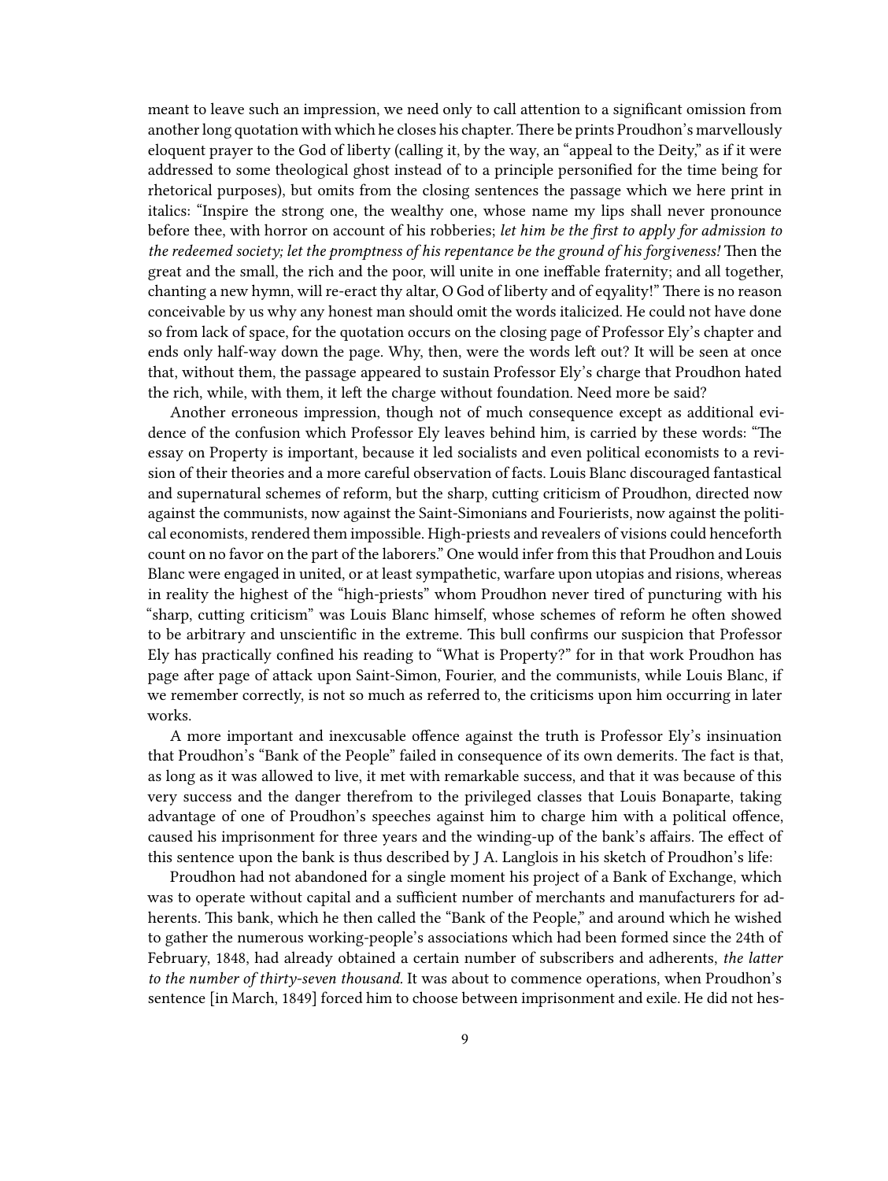meant to leave such an impression, we need only to call attention to a significant omission from another long quotation with which he closes his chapter. There be prints Proudhon's marvellously eloquent prayer to the God of liberty (calling it, by the way, an "appeal to the Deity," as if it were addressed to some theological ghost instead of to a principle personified for the time being for rhetorical purposes), but omits from the closing sentences the passage which we here print in italics: "Inspire the strong one, the wealthy one, whose name my lips shall never pronounce before thee, with horror on account of his robberies; *let him be the first to apply for admission to the redeemed society; let the promptness of his repentance be the ground of his forgiveness!* Then the great and the small, the rich and the poor, will unite in one ineffable fraternity; and all together, chanting a new hymn, will re-eract thy altar, O God of liberty and of eqyality!" There is no reason conceivable by us why any honest man should omit the words italicized. He could not have done so from lack of space, for the quotation occurs on the closing page of Professor Ely's chapter and ends only half-way down the page. Why, then, were the words left out? It will be seen at once that, without them, the passage appeared to sustain Professor Ely's charge that Proudhon hated the rich, while, with them, it left the charge without foundation. Need more be said?

Another erroneous impression, though not of much consequence except as additional evidence of the confusion which Professor Ely leaves behind him, is carried by these words: "The essay on Property is important, because it led socialists and even political economists to a revision of their theories and a more careful observation of facts. Louis Blanc discouraged fantastical and supernatural schemes of reform, but the sharp, cutting criticism of Proudhon, directed now against the communists, now against the Saint-Simonians and Fourierists, now against the political economists, rendered them impossible. High-priests and revealers of visions could henceforth count on no favor on the part of the laborers." One would infer from this that Proudhon and Louis Blanc were engaged in united, or at least sympathetic, warfare upon utopias and risions, whereas in reality the highest of the "high-priests" whom Proudhon never tired of puncturing with his "sharp, cutting criticism" was Louis Blanc himself, whose schemes of reform he often showed to be arbitrary and unscientific in the extreme. This bull confirms our suspicion that Professor Ely has practically confined his reading to "What is Property?" for in that work Proudhon has page after page of attack upon Saint-Simon, Fourier, and the communists, while Louis Blanc, if we remember correctly, is not so much as referred to, the criticisms upon him occurring in later works.

A more important and inexcusable offence against the truth is Professor Ely's insinuation that Proudhon's "Bank of the People" failed in consequence of its own demerits. The fact is that, as long as it was allowed to live, it met with remarkable success, and that it was because of this very success and the danger therefrom to the privileged classes that Louis Bonaparte, taking advantage of one of Proudhon's speeches against him to charge him with a political offence, caused his imprisonment for three years and the winding-up of the bank's affairs. The effect of this sentence upon the bank is thus described by J A. Langlois in his sketch of Proudhon's life:

Proudhon had not abandoned for a single moment his project of a Bank of Exchange, which was to operate without capital and a sufficient number of merchants and manufacturers for adherents. This bank, which he then called the "Bank of the People," and around which he wished to gather the numerous working-people's associations which had been formed since the 24th of February, 1848, had already obtained a certain number of subscribers and adherents, *the latter to the number of thirty-seven thousand.* It was about to commence operations, when Proudhon's sentence [in March, 1849] forced him to choose between imprisonment and exile. He did not hes-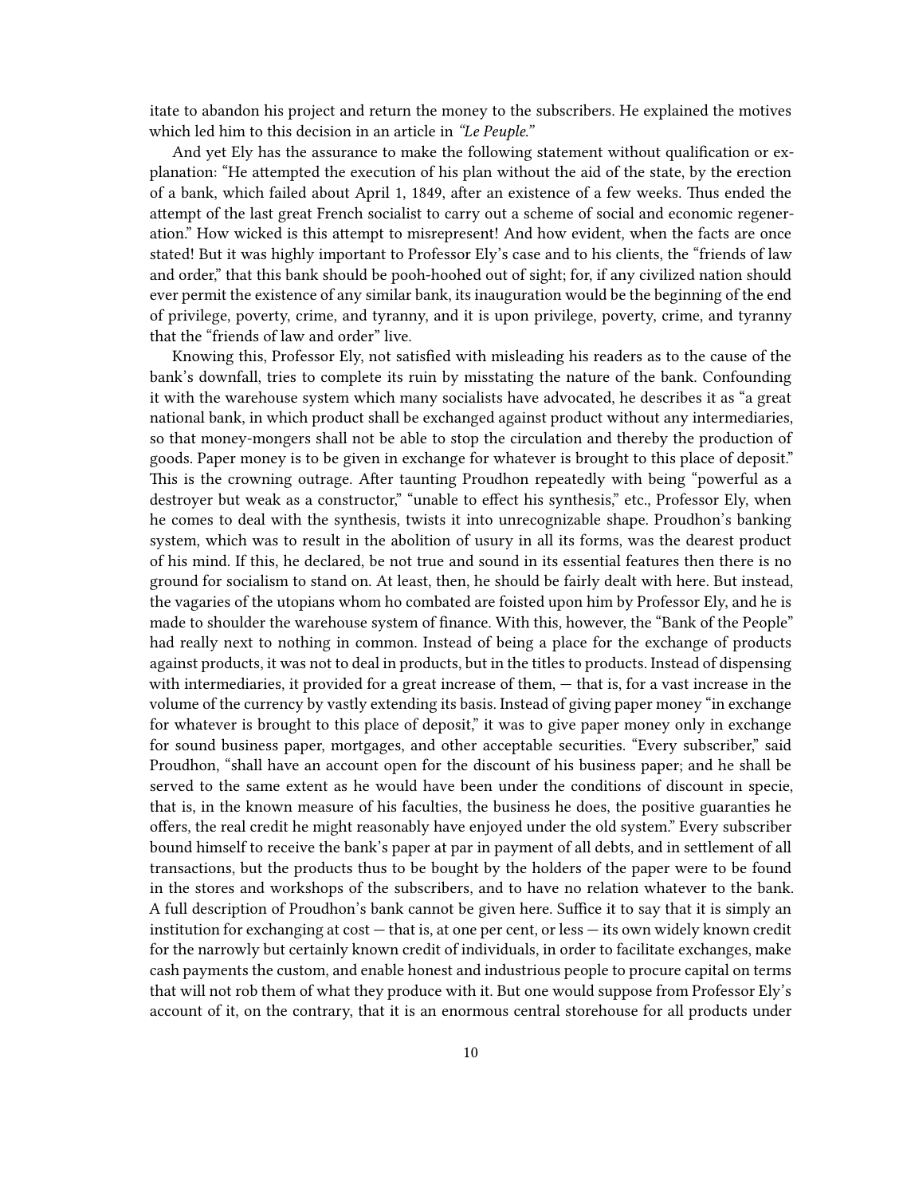itate to abandon his project and return the money to the subscribers. He explained the motives which led him to this decision in an article in *"Le Peuple."*

And yet Ely has the assurance to make the following statement without qualification or explanation: "He attempted the execution of his plan without the aid of the state, by the erection of a bank, which failed about April 1, 1849, after an existence of a few weeks. Thus ended the attempt of the last great French socialist to carry out a scheme of social and economic regeneration." How wicked is this attempt to misrepresent! And how evident, when the facts are once stated! But it was highly important to Professor Ely's case and to his clients, the "friends of law and order," that this bank should be pooh-hoohed out of sight; for, if any civilized nation should ever permit the existence of any similar bank, its inauguration would be the beginning of the end of privilege, poverty, crime, and tyranny, and it is upon privilege, poverty, crime, and tyranny that the "friends of law and order" live.

Knowing this, Professor Ely, not satisfied with misleading his readers as to the cause of the bank's downfall, tries to complete its ruin by misstating the nature of the bank. Confounding it with the warehouse system which many socialists have advocated, he describes it as "a great national bank, in which product shall be exchanged against product without any intermediaries, so that money-mongers shall not be able to stop the circulation and thereby the production of goods. Paper money is to be given in exchange for whatever is brought to this place of deposit." This is the crowning outrage. After taunting Proudhon repeatedly with being "powerful as a destroyer but weak as a constructor," "unable to effect his synthesis," etc., Professor Ely, when he comes to deal with the synthesis, twists it into unrecognizable shape. Proudhon's banking system, which was to result in the abolition of usury in all its forms, was the dearest product of his mind. If this, he declared, be not true and sound in its essential features then there is no ground for socialism to stand on. At least, then, he should be fairly dealt with here. But instead, the vagaries of the utopians whom ho combated are foisted upon him by Professor Ely, and he is made to shoulder the warehouse system of finance. With this, however, the "Bank of the People" had really next to nothing in common. Instead of being a place for the exchange of products against products, it was not to deal in products, but in the titles to products. Instead of dispensing with intermediaries, it provided for a great increase of them, — that is, for a vast increase in the volume of the currency by vastly extending its basis. Instead of giving paper money "in exchange for whatever is brought to this place of deposit," it was to give paper money only in exchange for sound business paper, mortgages, and other acceptable securities. "Every subscriber," said Proudhon, "shall have an account open for the discount of his business paper; and he shall be served to the same extent as he would have been under the conditions of discount in specie, that is, in the known measure of his faculties, the business he does, the positive guaranties he offers, the real credit he might reasonably have enjoyed under the old system." Every subscriber bound himself to receive the bank's paper at par in payment of all debts, and in settlement of all transactions, but the products thus to be bought by the holders of the paper were to be found in the stores and workshops of the subscribers, and to have no relation whatever to the bank. A full description of Proudhon's bank cannot be given here. Suffice it to say that it is simply an institution for exchanging at cost — that is, at one per cent, or less — its own widely known credit for the narrowly but certainly known credit of individuals, in order to facilitate exchanges, make cash payments the custom, and enable honest and industrious people to procure capital on terms that will not rob them of what they produce with it. But one would suppose from Professor Ely's account of it, on the contrary, that it is an enormous central storehouse for all products under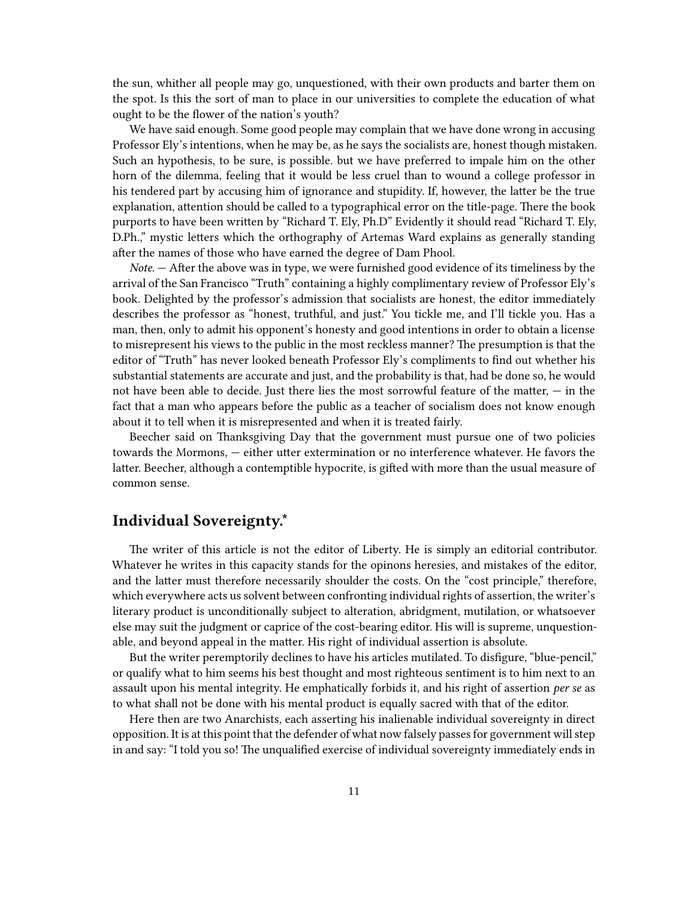the sun, whither all people may go, unquestioned, with their own products and barter them on the spot. Is this the sort of man to place in our universities to complete the education of what ought to be the flower of the nation's youth?

We have said enough. Some good people may complain that we have done wrong in accusing Professor Ely's intentions, when he may be, as he says the socialists are, honest though mistaken. Such an hypothesis, to be sure, is possible. but we have preferred to impale him on the other horn of the dilemma, feeling that it would be less cruel than to wound a college professor in his tendered part by accusing him of ignorance and stupidity. If, however, the latter be the true explanation, attention should be called to a typographical error on the title-page. There the book purports to have been written by "Richard T. Ely, Ph.D" Evidently it should read "Richard T. Ely, D.Ph.," mystic letters which the orthography of Artemas Ward explains as generally standing after the names of those who have earned the degree of Dam Phool.

*Note.* — After the above was in type, we were furnished good evidence of its timeliness by the arrival of the San Francisco "Truth" containing a highly complimentary review of Professor Ely's book. Delighted by the professor's admission that socialists are honest, the editor immediately describes the professor as "honest, truthful, and just." You tickle me, and I'll tickle you. Has a man, then, only to admit his opponent's honesty and good intentions in order to obtain a license to misrepresent his views to the public in the most reckless manner? The presumption is that the editor of "Truth" has never looked beneath Professor Ely's compliments to find out whether his substantial statements are accurate and just, and the probability is that, had be done so, he would not have been able to decide. Just there lies the most sorrowful feature of the matter, — in the fact that a man who appears before the public as a teacher of socialism does not know enough about it to tell when it is misrepresented and when it is treated fairly.

Beecher said on Thanksgiving Day that the government must pursue one of two policies towards the Mormons, — either utter extermination or no interference whatever. He favors the latter. Beecher, although a contemptible hypocrite, is gifted with more than the usual measure of common sense.

## Individual Sovereignty.*

The writer of this article is not the editor of Liberty. He is simply an editorial contributor. Whatever he writes in this capacity stands for the opinons heresies, and mistakes of the editor, and the latter must therefore necessarily shoulder the costs. On the "cost principle," therefore, which everywhere acts us solvent between confronting individual rights of assertion, the writer's literary product is unconditionally subject to alteration, abridgment, mutilation, or whatsoever else may suit the judgment or caprice of the cost-bearing editor. His will is supreme, unquestionable, and beyond appeal in the matter. His right of individual assertion is absolute.

But the writer peremptorily declines to have his articles mutilated. To disfigure, "blue-pencil," or qualify what to him seems his best thought and most righteous sentiment is to him next to an assault upon his mental integrity. He emphatically forbids it, and his right of assertion *per se* as to what shall not be done with his mental product is equally sacred with that of the editor.

Here then are two Anarchists, each asserting his inalienable individual sovereignty in direct opposition. It is at this point that the defender of what now falsely passes for government will step in and say: "I told you so! The unqualified exercise of individual sovereignty immediately ends in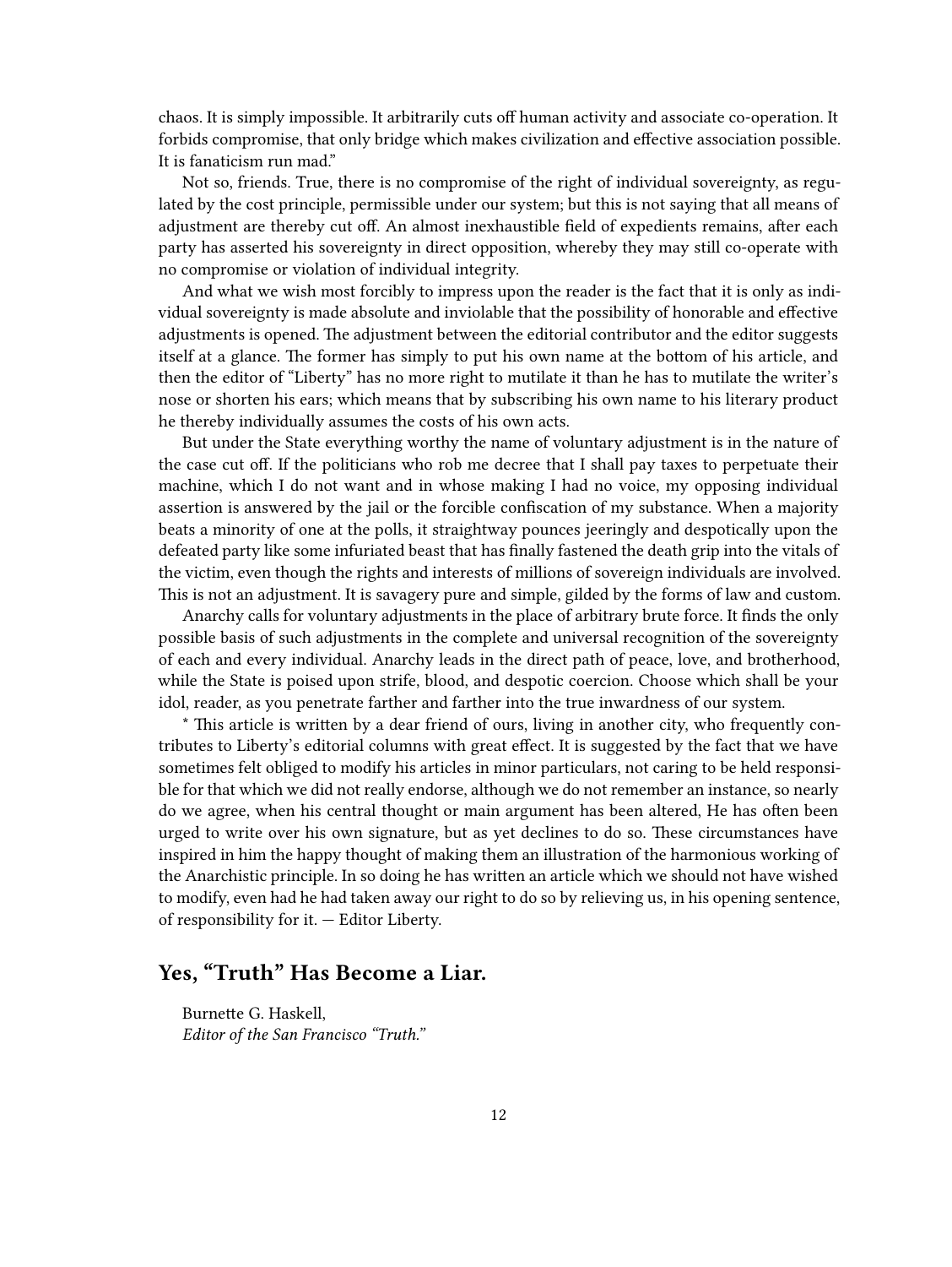chaos. It is simply impossible. It arbitrarily cuts off human activity and associate co-operation. It forbids compromise, that only bridge which makes civilization and effective association possible. It is fanaticism run mad."

Not so, friends. True, there is no compromise of the right of individual sovereignty, as regulated by the cost principle, permissible under our system; but this is not saying that all means of adjustment are thereby cut off. An almost inexhaustible field of expedients remains, after each party has asserted his sovereignty in direct opposition, whereby they may still co-operate with no compromise or violation of individual integrity.

And what we wish most forcibly to impress upon the reader is the fact that it is only as individual sovereignty is made absolute and inviolable that the possibility of honorable and effective adjustments is opened. The adjustment between the editorial contributor and the editor suggests itself at a glance. The former has simply to put his own name at the bottom of his article, and then the editor of "Liberty" has no more right to mutilate it than he has to mutilate the writer's nose or shorten his ears; which means that by subscribing his own name to his literary product he thereby individually assumes the costs of his own acts.

But under the State everything worthy the name of voluntary adjustment is in the nature of the case cut off. If the politicians who rob me decree that I shall pay taxes to perpetuate their machine, which I do not want and in whose making I had no voice, my opposing individual assertion is answered by the jail or the forcible confiscation of my substance. When a majority beats a minority of one at the polls, it straightway pounces jeeringly and despotically upon the defeated party like some infuriated beast that has finally fastened the death grip into the vitals of the victim, even though the rights and interests of millions of sovereign individuals are involved. This is not an adjustment. It is savagery pure and simple, gilded by the forms of law and custom.

Anarchy calls for voluntary adjustments in the place of arbitrary brute force. It finds the only possible basis of such adjustments in the complete and universal recognition of the sovereignty of each and every individual. Anarchy leads in the direct path of peace, love, and brotherhood, while the State is poised upon strife, blood, and despotic coercion. Choose which shall be your idol, reader, as you penetrate farther and farther into the true inwardness of our system.

* This article is written by a dear friend of ours, living in another city, who frequently contributes to Liberty's editorial columns with great effect. It is suggested by the fact that we have sometimes felt obliged to modify his articles in minor particulars, not caring to be held responsible for that which we did not really endorse, although we do not remember an instance, so nearly do we agree, when his central thought or main argument has been altered, He has often been urged to write over his own signature, but as yet declines to do so. These circumstances have inspired in him the happy thought of making them an illustration of the harmonious working of the Anarchistic principle. In so doing he has written an article which we should not have wished to modify, even had he had taken away our right to do so by relieving us, in his opening sentence, of responsibility for it. — Editor Liberty.

## Yes, "Truth" Has Become a Liar.

Burnette G. Haskell,
*Editor of the San Francisco "Truth."*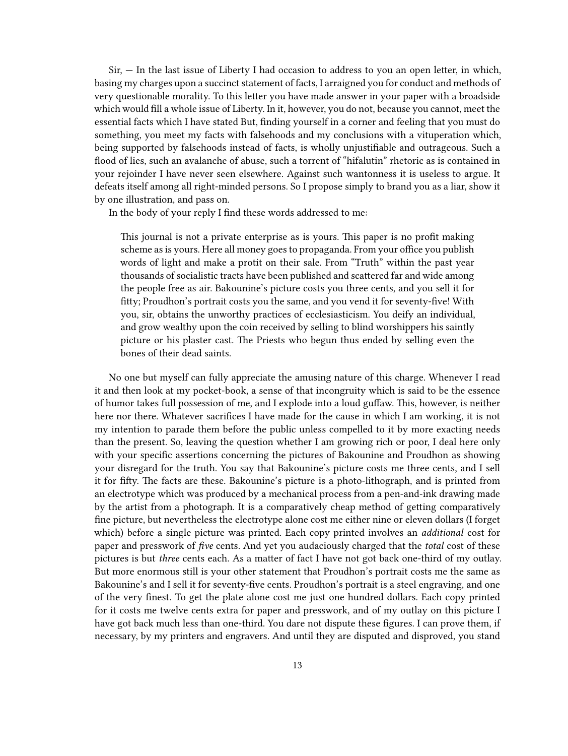Sir, — In the last issue of Liberty I had occasion to address to you an open letter, in which, basing my charges upon a succinct statement of facts, I arraigned you for conduct and methods of very questionable morality. To this letter you have made answer in your paper with a broadside which would fill a whole issue of Liberty. In it, however, you do not, because you cannot, meet the essential facts which I have stated But, finding yourself in a corner and feeling that you must do something, you meet my facts with falsehoods and my conclusions with a vituperation which, being supported by falsehoods instead of facts, is wholly unjustifiable and outrageous. Such a flood of lies, such an avalanche of abuse, such a torrent of "hifalutin" rhetoric as is contained in your rejoinder I have never seen elsewhere. Against such wantonness it is useless to argue. It defeats itself among all right-minded persons. So I propose simply to brand you as a liar, show it by one illustration, and pass on.

In the body of your reply I find these words addressed to me:

> This journal is not a private enterprise as is yours. This paper is no profit making scheme as is yours. Here all money goes to propaganda. From your office you publish words of light and make a protit on their sale. From "Truth" within the past year thousands of socialistic tracts have been published and scattered far and wide among the people free as air. Bakounine's picture costs you three cents, and you sell it for fifty; Proudhon's portrait costs you the same, and you vend it for seventy-five! With you, sir, obtains the unworthy practices of ecclesiasticism. You deify an individual, and grow wealthy upon the coin received by selling to blind worshippers his saintly picture or his plaster cast. The Priests who begun thus ended by selling even the bones of their dead saints.

No one but myself can fully appreciate the amusing nature of this charge. Whenever I read it and then look at my pocket-book, a sense of that incongruity which is said to be the essence of humor takes full possession of me, and I explode into a loud guffaw. This, however, is neither here nor there. Whatever sacrifices I have made for the cause in which I am working, it is not my intention to parade them before the public unless compelled to it by more exacting needs than the present. So, leaving the question whether I am growing rich or poor, I deal here only with your specific assertions concerning the pictures of Bakounine and Proudhon as showing your disregard for the truth. You say that Bakounine's picture costs me three cents, and I sell it for fifty. The facts are these. Bakounine's picture is a photo-lithograph, and is printed from an electrotype which was produced by a mechanical process from a pen-and-ink drawing made by the artist from a photograph. It is a comparatively cheap method of getting comparatively fine picture, but nevertheless the electrotype alone cost me either nine or eleven dollars (I forget which) before a single picture was printed. Each copy printed involves an *additional* cost for paper and presswork of *five* cents. And yet you audaciously charged that the *total* cost of these pictures is but *three* cents each. As a matter of fact I have not got back one-third of my outlay. But more enormous still is your other statement that Proudhon's portrait costs me the same as Bakounine's and I sell it for seventy-five cents. Proudhon's portrait is a steel engraving, and one of the very finest. To get the plate alone cost me just one hundred dollars. Each copy printed for it costs me twelve cents extra for paper and presswork, and of my outlay on this picture I have got back much less than one-third. You dare not dispute these figures. I can prove them, if necessary, by my printers and engravers. And until they are disputed and disproved, you stand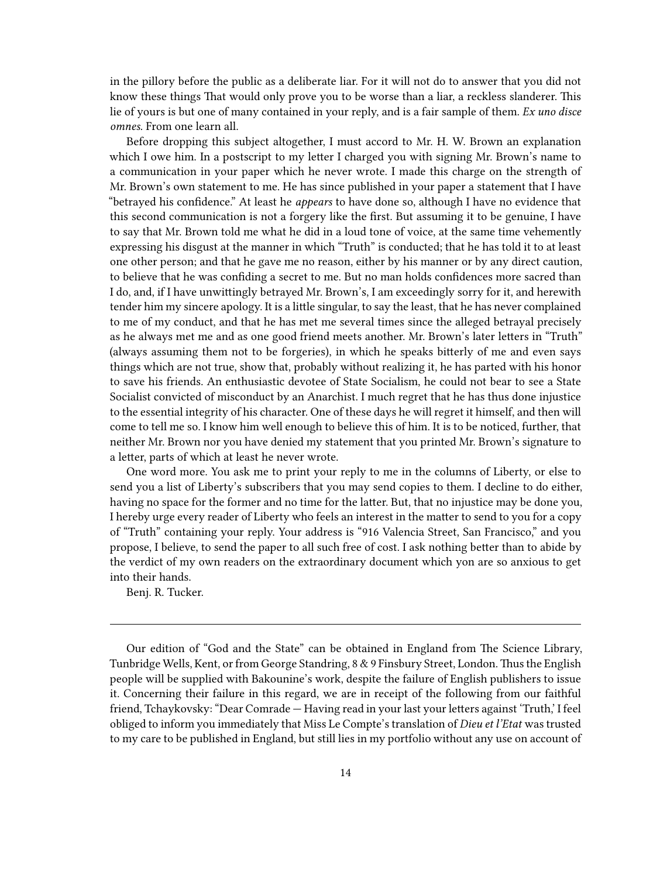in the pillory before the public as a deliberate liar. For it will not do to answer that you did not know these things That would only prove you to be worse than a liar, a reckless slanderer. This lie of yours is but one of many contained in your reply, and is a fair sample of them. *Ex uno disce omnes.* From one learn all.

Before dropping this subject altogether, I must accord to Mr. H. W. Brown an explanation which I owe him. In a postscript to my letter I charged you with signing Mr. Brown's name to a communication in your paper which he never wrote. I made this charge on the strength of Mr. Brown's own statement to me. He has since published in your paper a statement that I have "betrayed his confidence." At least he *appears* to have done so, although I have no evidence that this second communication is not a forgery like the first. But assuming it to be genuine, I have to say that Mr. Brown told me what he did in a loud tone of voice, at the same time vehemently expressing his disgust at the manner in which "Truth" is conducted; that he has told it to at least one other person; and that he gave me no reason, either by his manner or by any direct caution, to believe that he was confiding a secret to me. But no man holds confidences more sacred than I do, and, if I have unwittingly betrayed Mr. Brown's, I am exceedingly sorry for it, and herewith tender him my sincere apology. It is a little singular, to say the least, that he has never complained to me of my conduct, and that he has met me several times since the alleged betrayal precisely as he always met me and as one good friend meets another. Mr. Brown's later letters in "Truth" (always assuming them not to be forgeries), in which he speaks bitterly of me and even says things which are not true, show that, probably without realizing it, he has parted with his honor to save his friends. An enthusiastic devotee of State Socialism, he could not bear to see a State Socialist convicted of misconduct by an Anarchist. I much regret that he has thus done injustice to the essential integrity of his character. One of these days he will regret it himself, and then will come to tell me so. I know him well enough to believe this of him. It is to be noticed, further, that neither Mr. Brown nor you have denied my statement that you printed Mr. Brown's signature to a letter, parts of which at least he never wrote.

One word more. You ask me to print your reply to me in the columns of Liberty, or else to send you a list of Liberty's subscribers that you may send copies to them. I decline to do either, having no space for the former and no time for the latter. But, that no injustice may be done you, I hereby urge every reader of Liberty who feels an interest in the matter to send to you for a copy of "Truth" containing your reply. Your address is "916 Valencia Street, San Francisco," and you propose, I believe, to send the paper to all such free of cost. I ask nothing better than to abide by the verdict of my own readers on the extraordinary document which yon are so anxious to get into their hands.

Benj. R. Tucker.

---

Our edition of "God and the State" can be obtained in England from The Science Library, Tunbridge Wells, Kent, or from George Standring, 8 & 9 Finsbury Street, London. Thus the English people will be supplied with Bakounine's work, despite the failure of English publishers to issue it. Concerning their failure in this regard, we are in receipt of the following from our faithful friend, Tchaykovsky: "Dear Comrade — Having read in your last your letters against 'Truth,' I feel obliged to inform you immediately that Miss Le Compte's translation of *Dieu et l'Etat* was trusted to my care to be published in England, but still lies in my portfolio without any use on account of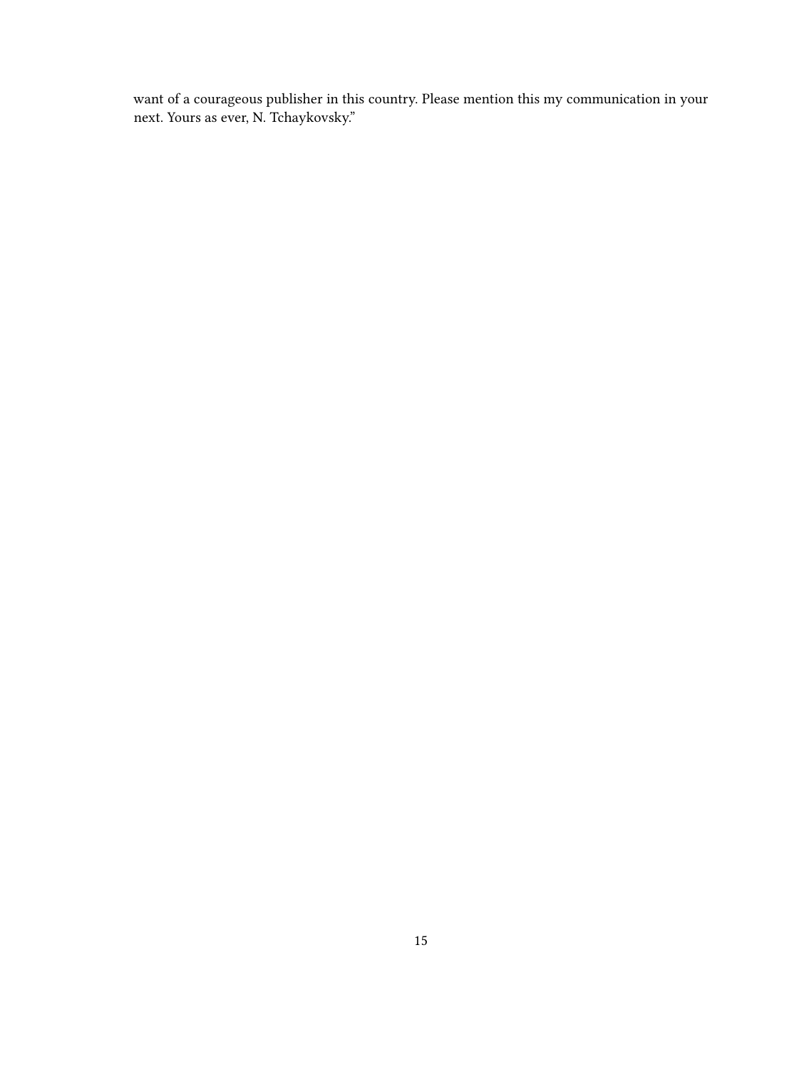want of a courageous publisher in this country. Please mention this my communication in your next. Yours as ever, N. Tchaykovsky."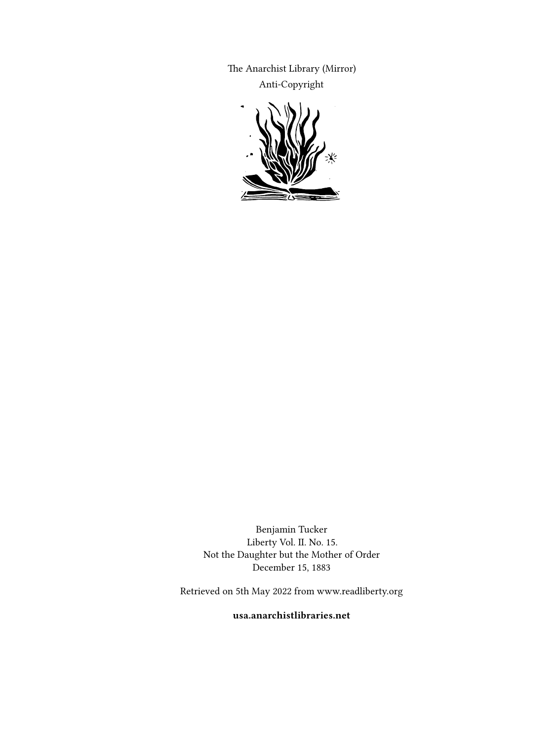The Anarchist Library (Mirror)
Anti-Copyright

Benjamin Tucker
Liberty Vol. II. No. 15.
Not the Daughter but the Mother of Order
December 15, 1883

Retrieved on 5th May 2022 from www.readliberty.org

**usa.anarchistlibraries.net**